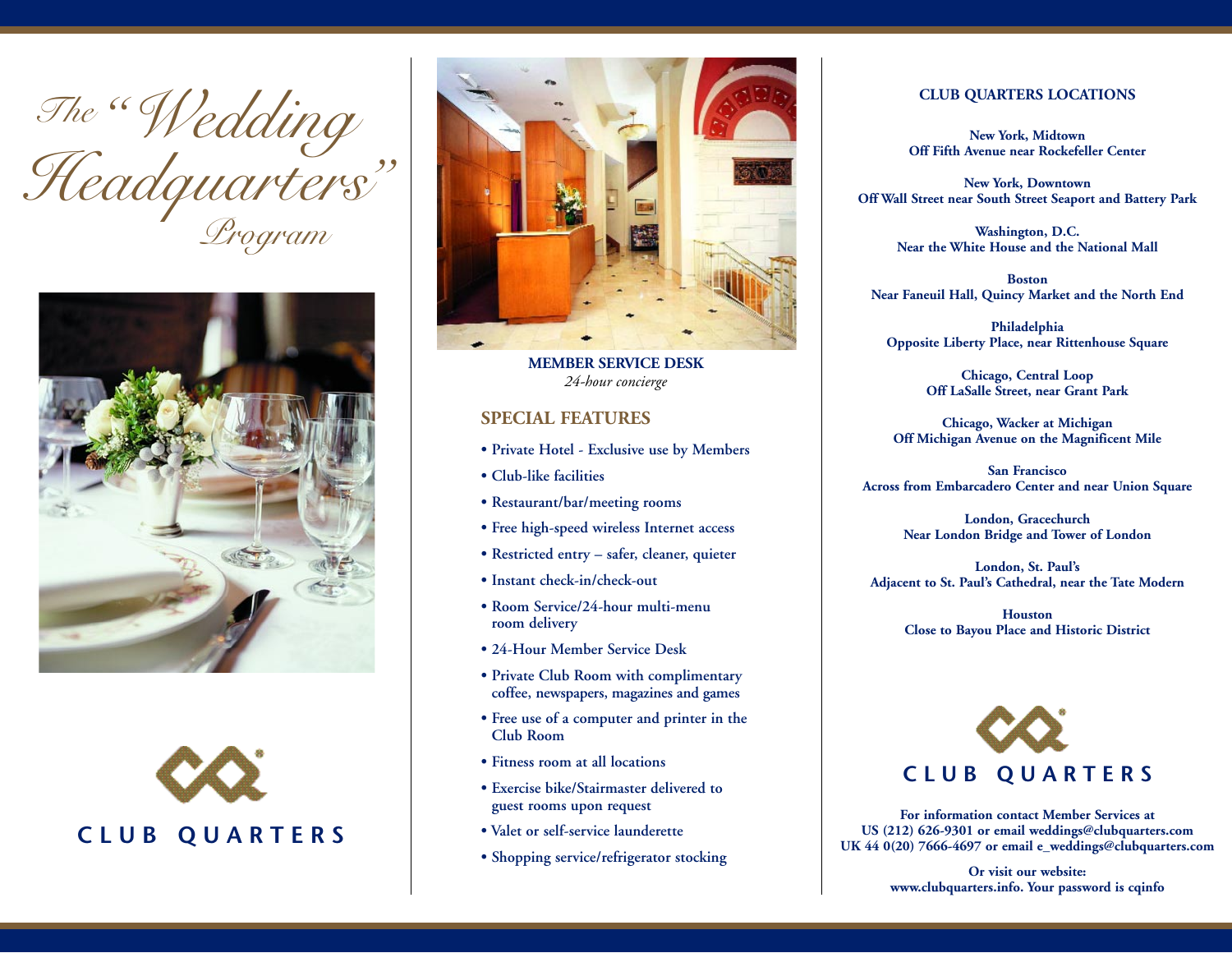# The "Wedding Headquarters" Program

CLUB QUARTERS

**MEMBER SERVICE DESK**
*24-hour concierge*

## SPECIAL FEATURES

- Private Hotel - Exclusive use by Members
- Club-like facilities
- Restaurant/bar/meeting rooms
- Free high-speed wireless Internet access
- Restricted entry – safer, cleaner, quieter
- Instant check-in/check-out
- Room Service/24-hour multi-menu room delivery
- 24-Hour Member Service Desk
- Private Club Room with complimentary coffee, newspapers, magazines and games
- Free use of a computer and printer in the Club Room
- Fitness room at all locations
- Exercise bike/Stairmaster delivered to guest rooms upon request
- Valet or self-service launderette
- Shopping service/refrigerator stocking

## CLUB QUARTERS LOCATIONS

**New York, Midtown**
**Off Fifth Avenue near Rockefeller Center**

**New York, Downtown**
**Off Wall Street near South Street Seaport and Battery Park**

**Washington, D.C.**
**Near the White House and the National Mall**

**Boston**
**Near Faneuil Hall, Quincy Market and the North End**

**Philadelphia**
**Opposite Liberty Place, near Rittenhouse Square**

**Chicago, Central Loop**
**Off LaSalle Street, near Grant Park**

**Chicago, Wacker at Michigan**
**Off Michigan Avenue on the Magnificent Mile**

**San Francisco**
**Across from Embarcadero Center and near Union Square**

**London, Gracechurch**
**Near London Bridge and Tower of London**

**London, St. Paul's**
**Adjacent to St. Paul's Cathedral, near the Tate Modern**

**Houston**
**Close to Bayou Place and Historic District**

CLUB QUARTERS

**For information contact Member Services at**
**US (212) 626-9301 or email weddings@clubquarters.com**
**UK 44 0(20) 7666-4697 or email e_weddings@clubquarters.com**

**Or visit our website:**
**www.clubquarters.info. Your password is cqinfo**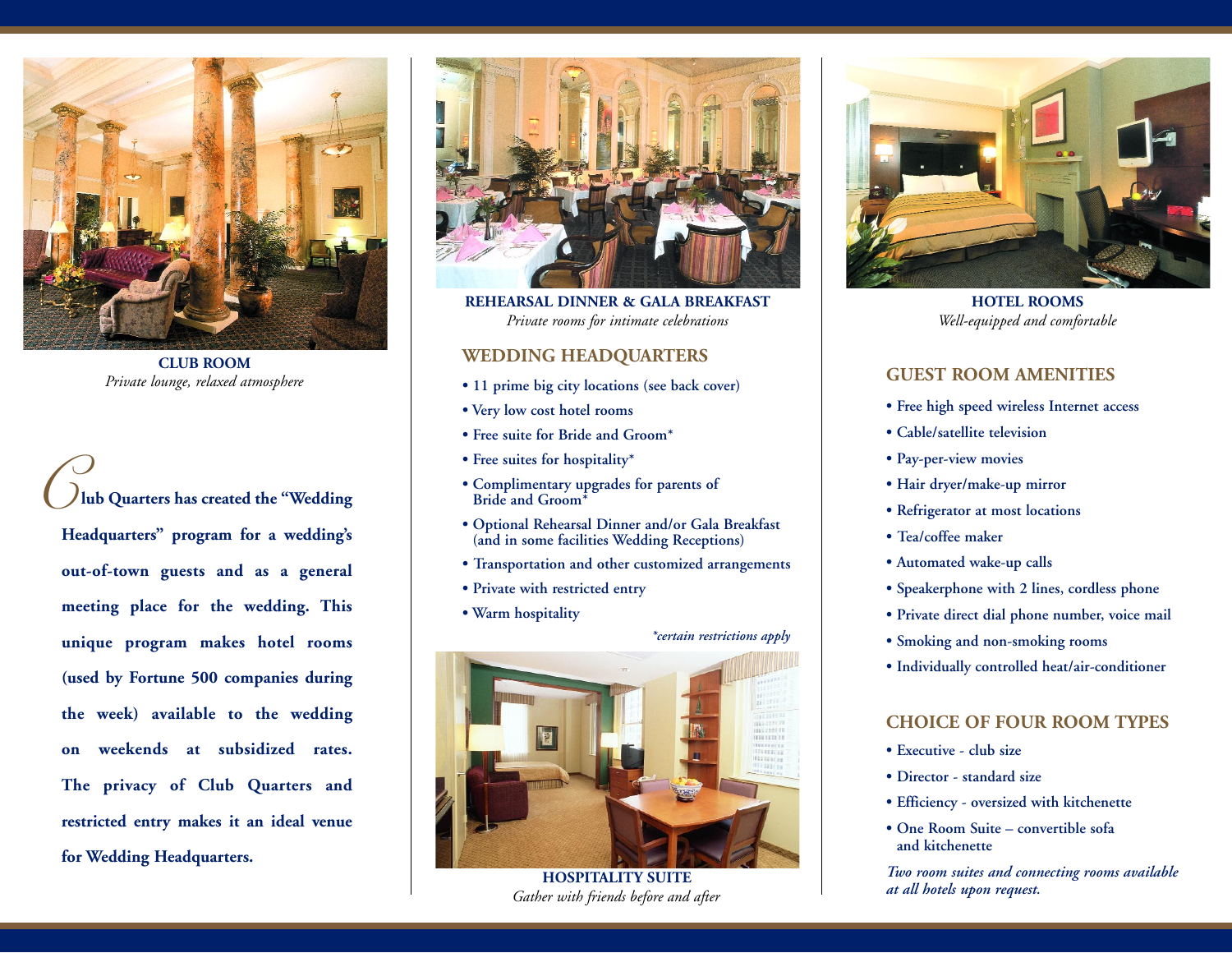**CLUB ROOM**
*Private lounge, relaxed atmosphere*

**Club Quarters has created the "Wedding Headquarters" program for a wedding's out-of-town guests and as a general meeting place for the wedding. This unique program makes hotel rooms (used by Fortune 500 companies during the week) available to the wedding on weekends at subsidized rates. The privacy of Club Quarters and restricted entry makes it an ideal venue for Wedding Headquarters.**

**REHEARSAL DINNER & GALA BREAKFAST**
*Private rooms for intimate celebrations*

## WEDDING HEADQUARTERS

- 11 prime big city locations (see back cover)
- Very low cost hotel rooms
- Free suite for Bride and Groom*
- Free suites for hospitality*
- Complimentary upgrades for parents of Bride and Groom*
- Optional Rehearsal Dinner and/or Gala Breakfast (and in some facilities Wedding Receptions)
- Transportation and other customized arrangements
- Private with restricted entry
- Warm hospitality

*\*certain restrictions apply*

**HOSPITALITY SUITE**
*Gather with friends before and after*

**HOTEL ROOMS**
*Well-equipped and comfortable*

## GUEST ROOM AMENITIES

- Free high speed wireless Internet access
- Cable/satellite television
- Pay-per-view movies
- Hair dryer/make-up mirror
- Refrigerator at most locations
- Tea/coffee maker
- Automated wake-up calls
- Speakerphone with 2 lines, cordless phone
- Private direct dial phone number, voice mail
- Smoking and non-smoking rooms
- Individually controlled heat/air-conditioner

## CHOICE OF FOUR ROOM TYPES

- Executive - club size
- Director - standard size
- Efficiency - oversized with kitchenette
- One Room Suite – convertible sofa and kitchenette

*Two room suites and connecting rooms available at all hotels upon request.*